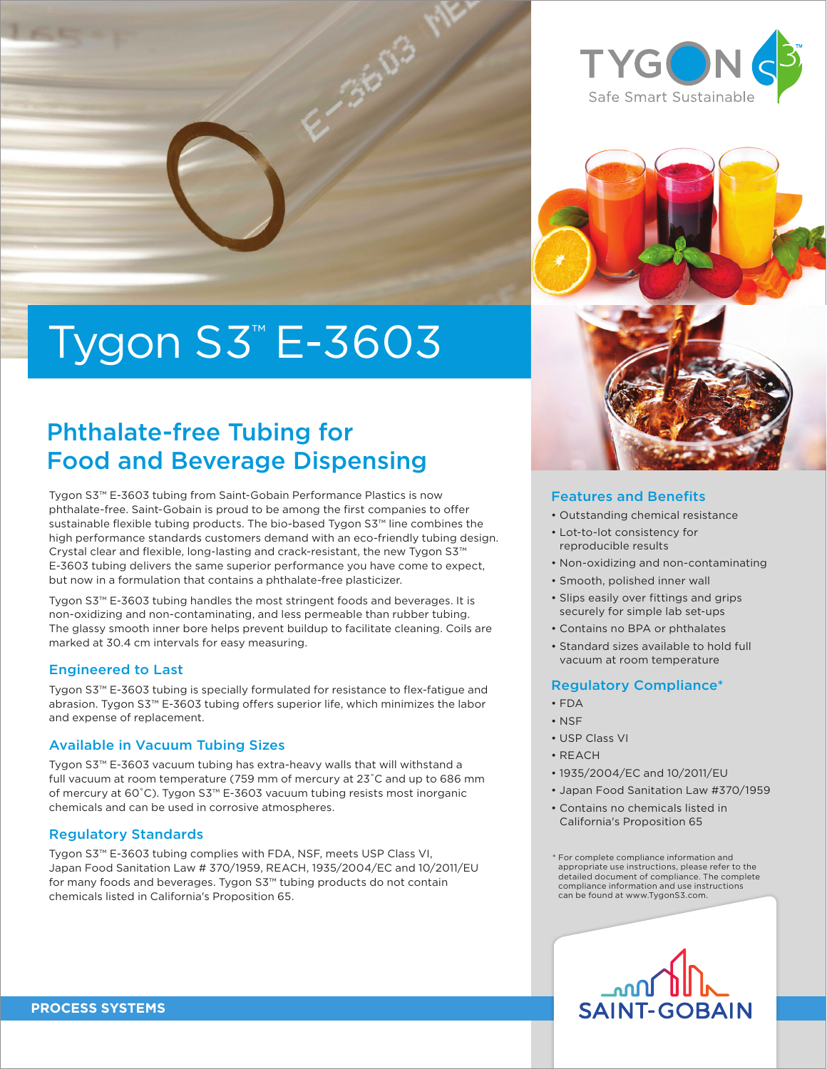# Tygon S3™ E-3603

## Phthalate-free Tubing for Food and Beverage Dispensing

Tygon S3™ E-3603 tubing from Saint-Gobain Performance Plastics is now phthalate-free. Saint-Gobain is proud to be among the first companies to offer sustainable flexible tubing products. The bio-based Tygon S3™ line combines the high performance standards customers demand with an eco-friendly tubing design. Crystal clear and flexible, long-lasting and crack-resistant, the new Tygon S3™ E-3603 tubing delivers the same superior performance you have come to expect, but now in a formulation that contains a phthalate-free plasticizer.

Tygon S3™ E-3603 tubing handles the most stringent foods and beverages. It is non-oxidizing and non-contaminating, and less permeable than rubber tubing. The glassy smooth inner bore helps prevent buildup to facilitate cleaning. Coils are marked at 30.4 cm intervals for easy measuring.

### Engineered to Last

Tygon S3™ E-3603 tubing is specially formulated for resistance to flex-fatigue and abrasion. Tygon S3™ E-3603 tubing offers superior life, which minimizes the labor and expense of replacement.

### Available in Vacuum Tubing Sizes

Tygon S3™ E-3603 vacuum tubing has extra-heavy walls that will withstand a full vacuum at room temperature (759 mm of mercury at 23˚C and up to 686 mm of mercury at 60˚C). Tygon S3™ E-3603 vacuum tubing resists most inorganic chemicals and can be used in corrosive atmospheres.

### Regulatory Standards

Tygon S3™ E-3603 tubing complies with FDA, NSF, meets USP Class VI, Japan Food Sanitation Law # 370/1959, REACH, 1935/2004/EC and 10/2011/EU for many foods and beverages. Tygon S3™ tubing products do not contain chemicals listed in California's Proposition 65.

### Features and Benefits

- Outstanding chemical resistance
- Lot-to-lot consistency for reproducible results
- Non-oxidizing and non-contaminating
- Smooth, polished inner wall
- Slips easily over fittings and grips securely for simple lab set-ups
- Contains no BPA or phthalates
- Standard sizes available to hold full vacuum at room temperature

### Regulatory Compliance*

- FDA
- NSF
- USP Class VI
- REACH
- 1935/2004/EC and 10/2011/EU
- Japan Food Sanitation Law #370/1959
- Contains no chemicals listed in California's Proposition 65

* For complete compliance information and appropriate use instructions, please refer to the detailed document of compliance. The complete compliance information and use instructions can be found at www.TygonS3.com.

PROCESS SYSTEMS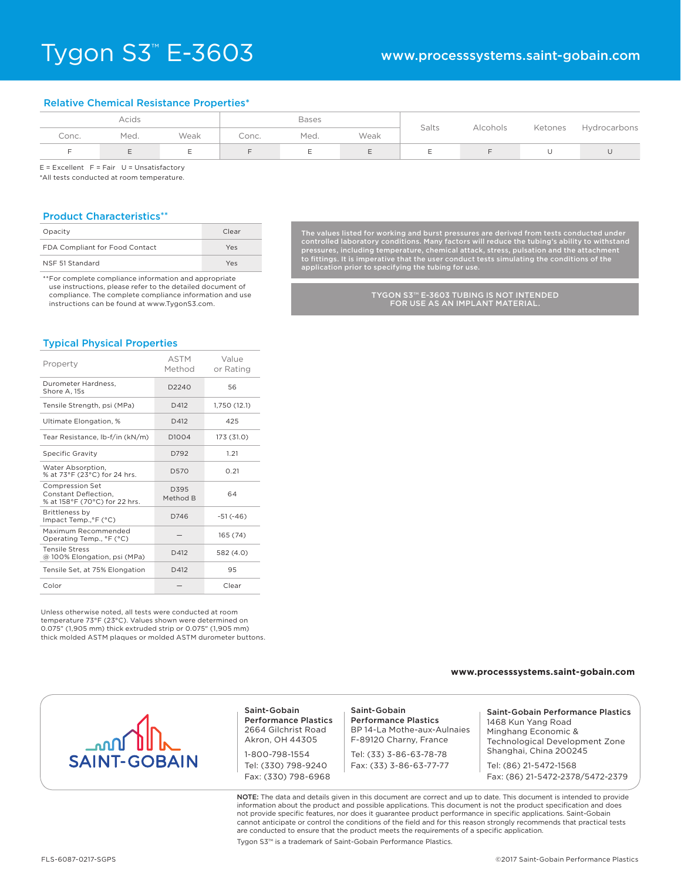# Tygon S3™ E-3603

www.processsystems.saint-gobain.com

## Relative Chemical Resistance Properties*

| Acids | | | Bases | | | Salts | Alcohols | Ketones | Hydrocarbons |
|---|---|---|---|---|---|---|---|---|---|
| Conc. | Med. | Weak | Conc. | Med. | Weak | | | | |
| F | E | E | F | E | E | E | F | U | U |

E = Excellent   F = Fair   U = Unsatisfactory

*All tests conducted at room temperature.

## Product Characteristics**

| | |
|---|---|
| Opacity | Clear |
| FDA Compliant for Food Contact | Yes |
| NSF 51 Standard | Yes |

**For complete compliance information and appropriate use instructions, please refer to the detailed document of compliance. The complete compliance information and use instructions can be found at www.TygonS3.com.

The values listed for working and burst pressures are derived from tests conducted under controlled laboratory conditions. Many factors will reduce the tubing's ability to withstand pressures, including temperature, chemical attack, stress, pulsation and the attachment to fittings. It is imperative that the user conduct tests simulating the conditions of the application prior to specifying the tubing for use.

TYGON S3™ E-3603 TUBING IS NOT INTENDED FOR USE AS AN IMPLANT MATERIAL.

## Typical Physical Properties

| Property | ASTM Method | Value or Rating |
|---|---|---|
| Durometer Hardness, Shore A, 15s | D2240 | 56 |
| Tensile Strength, psi (MPa) | D412 | 1,750 (12.1) |
| Ultimate Elongation, % | D412 | 425 |
| Tear Resistance, lb-f/in (kN/m) | D1004 | 173 (31.0) |
| Specific Gravity | D792 | 1.21 |
| Water Absorption, % at 73°F (23°C) for 24 hrs. | D570 | 0.21 |
| Compression Set Constant Deflection, % at 158°F (70°C) for 22 hrs. | D395 Method B | 64 |
| Brittleness by Impact Temp.,°F (°C) | D746 | -51 (-46) |
| Maximum Recommended Operating Temp., °F (°C) | — | 165 (74) |
| Tensile Stress @ 100% Elongation, psi (MPa) | D412 | 582 (4.0) |
| Tensile Set, at 75% Elongation | D412 | 95 |
| Color | — | Clear |

Unless otherwise noted, all tests were conducted at room temperature 73°F (23°C). Values shown were determined on 0.075" (1,905 mm) thick extruded strip or 0.075" (1,905 mm) thick molded ASTM plaques or molded ASTM durometer buttons.

www.processsystems.saint-gobain.com

SAINT-GOBAIN

**Saint-Gobain Performance Plastics**
2664 Gilchrist Road
Akron, OH 44305
1-800-798-1554
Tel: (330) 798-9240
Fax: (330) 798-6968

**Saint-Gobain Performance Plastics**
BP 14-La Mothe-aux-Aulnaies
F-89120 Charny, France
Tel: (33) 3-86-63-78-78
Fax: (33) 3-86-63-77-77

**Saint-Gobain Performance Plastics**
1468 Kun Yang Road
Minghang Economic & Technological Development Zone
Shanghai, China 200245
Tel: (86) 21-5472-1568
Fax: (86) 21-5472-2378/5472-2379

**NOTE:** The data and details given in this document are correct and up to date. This document is intended to provide information about the product and possible applications. This document is not the product specification and does not provide specific features, nor does it guarantee product performance in specific applications. Saint-Gobain cannot anticipate or control the conditions of the field and for this reason strongly recommends that practical tests are conducted to ensure that the product meets the requirements of a specific application.

Tygon S3™ is a trademark of Saint-Gobain Performance Plastics.

FLS-6087-0217-SGPS

©2017 Saint-Gobain Performance Plastics